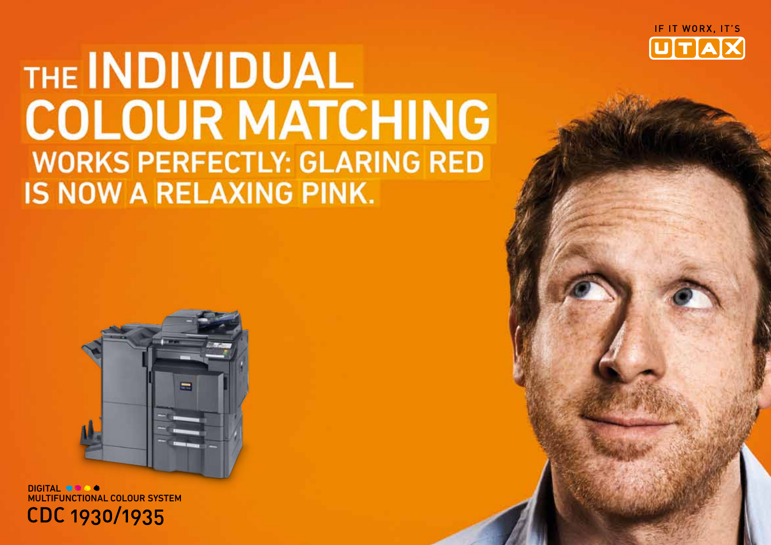IF IT WORX, IT'S UTAX

# THE INDIVIDUAL COLOUR MATCHING WORKS PERFECTLY: GLARING RED IS NOW A RELAXING PINK.

DIGITAL
MULTIFUNCTIONAL COLOUR SYSTEM

## CDC 1930/1935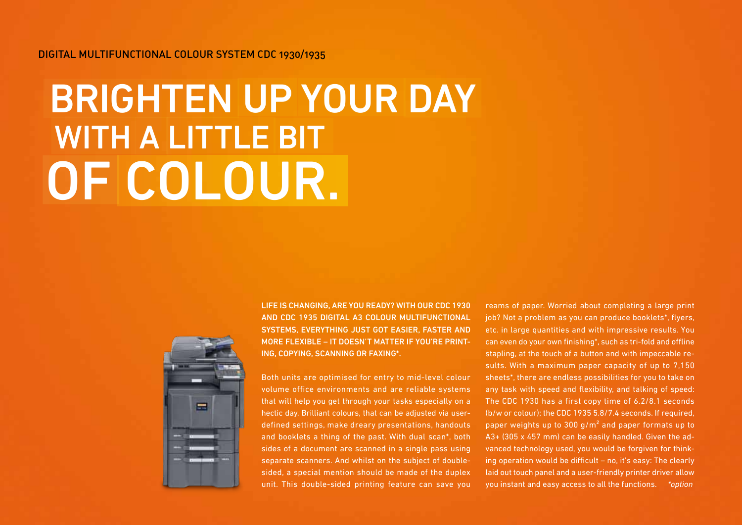DIGITAL MULTIFUNCTIONAL COLOUR SYSTEM CDC 1930/1935

# BRIGHTEN UP YOUR DAY WITH A LITTLE BIT OF COLOUR.

**LIFE IS CHANGING, ARE YOU READY? WITH OUR CDC 1930 AND CDC 1935 DIGITAL A3 COLOUR MULTIFUNCTIONAL SYSTEMS, EVERYTHING JUST GOT EASIER, FASTER AND MORE FLEXIBLE – IT DOESN'T MATTER IF YOU'RE PRINTING, COPYING, SCANNING OR FAXING*.**

Both units are optimised for entry to mid-level colour volume office environments and are reliable systems that will help you get through your tasks especially on a hectic day. Brilliant colours, that can be adjusted via user-defined settings, make dreary presentations, handouts and booklets a thing of the past. With dual scan*, both sides of a document are scanned in a single pass using separate scanners. And whilst on the subject of double-sided, a special mention should be made of the duplex unit. This double-sided printing feature can save you reams of paper. Worried about completing a large print job? Not a problem as you can produce booklets*, flyers, etc. in large quantities and with impressive results. You can even do your own finishing*, such as tri-fold and offline stapling, at the touch of a button and with impeccable results. With a maximum paper capacity of up to 7,150 sheets*, there are endless possibilities for you to take on any task with speed and flexibility, and talking of speed: The CDC 1930 has a first copy time of 6.2/8.1 seconds (b/w or colour); the CDC 1935 5.8/7.4 seconds. If required, paper weights up to 300 g/m² and paper formats up to A3+ (305 x 457 mm) can be easily handled. Given the advanced technology used, you would be forgiven for thinking operation would be difficult – no, it's easy: The clearly laid out touch panel and a user-friendly printer driver allow you instant and easy access to all the functions. *\*option*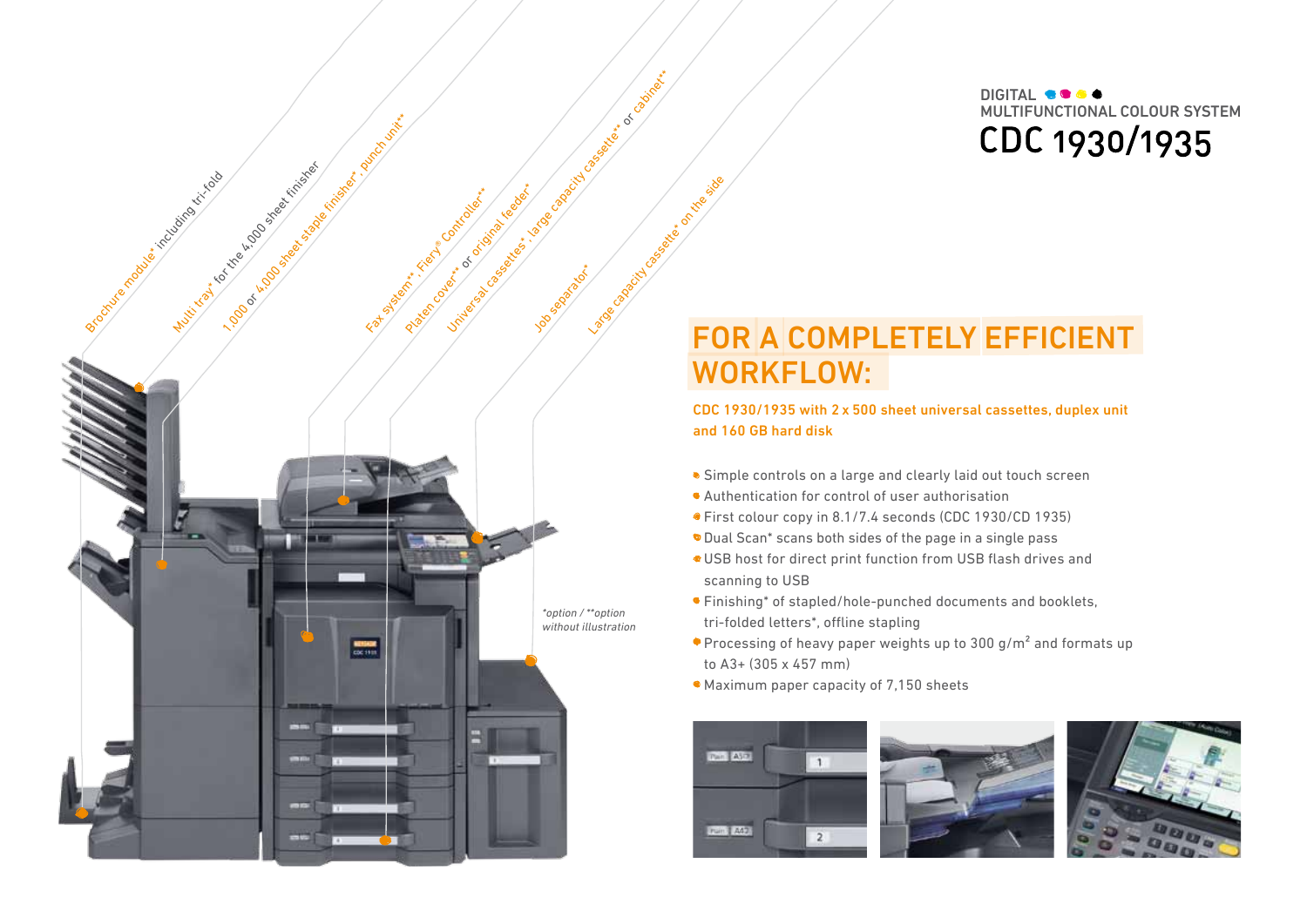DIGITAL
MULTIFUNCTIONAL COLOUR SYSTEM

# CDC 1930/1935

Brochure module* including tri-fold

Multi tray* for the 4,000 sheet finisher

1,000 or 4,000 sheet staple finisher*, punch unit**

Fax system**, Fiery® Controller**

Platen cover** or original feeder*

Universal cassettes*, large capacity cassette** or cabinet**

Job separator*

Large capacity cassette* on the side

*option / **option without illustration

## FOR A COMPLETELY EFFICIENT WORKFLOW:

**CDC 1930/1935 with 2 x 500 sheet universal cassettes, duplex unit and 160 GB hard disk**

- Simple controls on a large and clearly laid out touch screen
- Authentication for control of user authorisation
- First colour copy in 8.1/7.4 seconds (CDC 1930/CD 1935)
- Dual Scan* scans both sides of the page in a single pass
- USB host for direct print function from USB flash drives and scanning to USB
- Finishing* of stapled/hole-punched documents and booklets, tri-folded letters*, offline stapling
- Processing of heavy paper weights up to 300 g/m² and formats up to A3+ (305 x 457 mm)
- Maximum paper capacity of 7,150 sheets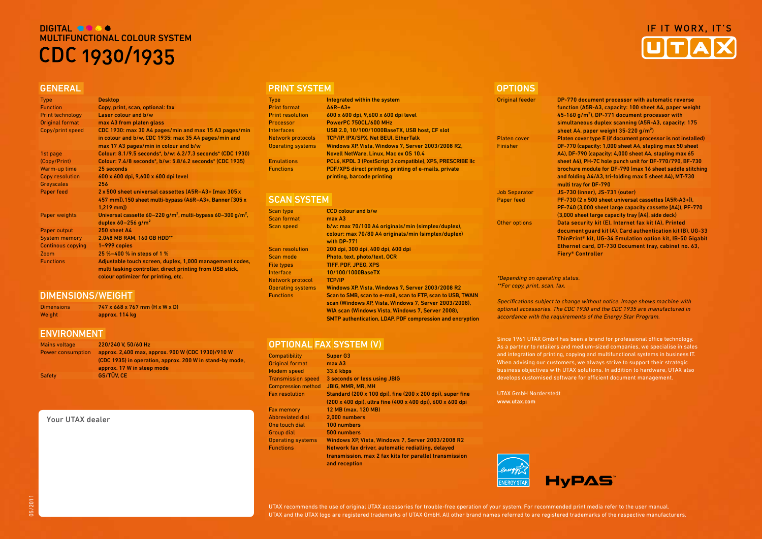DIGITAL
MULTIFUNCTIONAL COLOUR SYSTEM
# CDC 1930/1935

IF IT WORX, IT'S UTAX

## GENERAL

| | |
|---|---|
| Type | Desktop |
| Function | Copy, print, scan, optional: fax |
| Print technology | Laser colour and b/w |
| Original format | max A3 from platen glass |
| Copy/print speed | CDC 1930: max 30 A4 pages/min and max 15 A3 pages/min in colour and b/w, CDC 1935: max 35 A4 pages/min and max 17 A3 pages/min in colour and b/w |
| 1st page (Copy/Print) | Colour: 8.1/9.5 seconds*, b/w: 6.2/7.3 seconds* (CDC 1930) Colour: 7.4/8 seconds*, b/w: 5.8/6.2 seconds* (CDC 1935) |
| Warm-up time | 25 seconds |
| Copy resolution | 600 x 600 dpi, 9,600 x 600 dpi level |
| Greyscales | 256 |
| Paper feed | 2 x 500 sheet universal cassettes (A5R–A3+ [max 305 x 457 mm]),150 sheet multi-bypass (A6R–A3+, Banner [305 x 1,219 mm]) |
| Paper weights | Universal cassette 60–220 g/m², multi-bypass 60–300 g/m², duplex 60–256 g/m² |
| Paper output | 250 sheet A4 |
| System memory | 2,048 MB RAM, 160 GB HDD** |
| Continous copying | 1–999 copies |
| Zoom | 25 %–400 % in steps of 1 % |
| Functions | Adjustable touch screen, duplex, 1,000 management codes, multi tasking controller, direct printing from USB stick, colour optimizer for printing, etc. |

## DIMENSIONS/WEIGHT

| | |
|---|---|
| Dimensions | 747 x 668 x 767 mm (H x W x D) |
| Weight | approx. 114 kg |

## ENVIRONMENT

| | |
|---|---|
| Mains voltage | 220/240 V, 50/60 Hz |
| Power consumption | approx. 2,400 max, approx. 900 W (CDC 1930)/910 W (CDC 1935) in operation, approx. 200 W in stand-by mode, approx. 17 W in sleep mode |
| Safety | GS/TÜV, CE |

Your UTAX dealer

## PRINT SYSTEM

| | |
|---|---|
| Type | Integrated within the system |
| Print format | A6R–A3+ |
| Print resolution | 600 x 600 dpi, 9,600 x 600 dpi level |
| Processor | PowerPC 750CL/600 MHz |
| Interfaces | USB 2.0, 10/100/1000BaseTX, USB host, CF slot |
| Network protocols | TCP/IP, IPX/SPX, Net BEUI, EtherTalk |
| Operating systems | Windows XP, Vista, Windows 7, Server 2003/2008 R2, Novell NetWare, Linux, Mac ex OS 10.4 |
| Emulations | PCL6, KPDL 3 (PostScript 3 compatible), XPS, PRESCRIBE IIc |
| Functions | PDF/XPS direct printing, printing of e-mails, private printing, barcode printing |

## SCAN SYSTEM

| | |
|---|---|
| Scan type | CCD colour and b/w |
| Scan format | max A3 |
| Scan speed | b/w: max 70/100 A4 originals/min (simplex/duplex), colour: max 70/80 A4 originals/min (simplex/duplex) with DP-771 |
| Scan resolution | 200 dpi, 300 dpi, 400 dpi, 600 dpi |
| Scan mode | Photo, text, photo/text, OCR |
| File types | TIFF, PDF, JPEG, XPS |
| Interface | 10/100/1000BaseTX |
| Network protocol | TCP/IP |
| Operating systems | Windows XP, Vista, Windows 7, Server 2003/2008 R2 |
| Functions | Scan to SMB, scan to e-mail, scan to FTP, scan to USB, TWAIN scan (Windows XP, Vista, Windows 7, Server 2003/2008), WIA scan (Windows Vista, Windows 7, Server 2008), SMTP authentication, LDAP, PDF compression and encryption |

## OPTIONAL FAX SYSTEM (V)

| | |
|---|---|
| Compatibility | Super G3 |
| Original format | max A3 |
| Modem speed | 33.6 kbps |
| Transmission speed | 3 seconds or less using JBIG |
| Compression method | JBIG, MMR, MR, MH |
| Fax resolution | Standard (200 x 100 dpi), fine (200 x 200 dpi), super fine (200 x 400 dpi), ultra fine (400 x 400 dpi), 600 x 600 dpi |
| Fax memory | 12 MB (max. 120 MB) |
| Abbreviated dial | 2,000 numbers |
| One touch dial | 100 numbers |
| Group dial | 500 numbers |
| Operating systems | Windows XP, Vista, Windows 7, Server 2003/2008 R2 |
| Functions | Network fax driver, automatic redialling, delayed transmission, max 2 fax kits for parallel transmission and reception |

## OPTIONS

| | |
|---|---|
| Original feeder | DP-770 document processor with automatic reverse function (A5R-A3, capacity: 100 sheet A4, paper weight 45-160 g/m²), DP-771 document processor with simultaneous duplex scanning (A5R-A3, capacity: 175 sheet A4, paper weight 35-220 g/m²) |
| Platen cover | Platen cover type E (if document processor is not installed) |
| Finisher | DF-770 (capacity: 1,000 sheet A4, stapling max 50 sheet A4), DF-790 (capacity: 4,000 sheet A4, stapling max 65 sheet A4), PH-7C hole punch unit for DF-770/790, BF-730 brochure module for DF-790 (max 16 sheet saddle stitching and folding A4/A3, tri-folding max 5 sheet A4), MT-730 multi tray for DF-790 |
| Job Separator | JS-730 (inner), JS-731 (outer) |
| Paper feed | PF-730 (2 x 500 sheet universal cassettes [A5R-A3+]), PF-740 (3,000 sheet large capacity cassette [A4]), PF-770 (3,000 sheet large capacity tray [A4], side deck) |
| Other options | Data security kit (E), Internet fax kit (A), Printed document guard kit (A), Card authentication kit (B), UG-33 ThinPrint® kit, UG-34 Emulation option kit, IB-50 Gigabit Ethernet card, DT-730 Document tray, cabinet no. 63, Fiery® Controller |

*\*Depending on operating status.*
*\*\*For copy, print, scan, fax.*

*Specifications subject to change without notice. Image shows machine with optional accessories. The CDC 1930 and the CDC 1935 are manufactured in accordance with the requirements of the Energy Star Program.*

Since 1961 UTAX GmbH has been a brand for professional office technology. As a partner to retailers and medium-sized companies, we specialise in sales and integration of printing, copying and multifunctional systems in business IT. When advising our customers, we always strive to support their strategic business objectives with UTAX solutions. In addition to hardware, UTAX also develops customised software for efficient document management.

UTAX GmbH Norderstedt
www.utax.com

ENERGY STAR

HyPAS™

UTAX recommends the use of original UTAX accessories for trouble-free operation of your system. For recommended print media refer to the user manual.
UTAX and the UTAX logo are registered trademarks of UTAX GmbH. All other brand names referred to are registered trademarks of the respective manufacturers.

05/2011